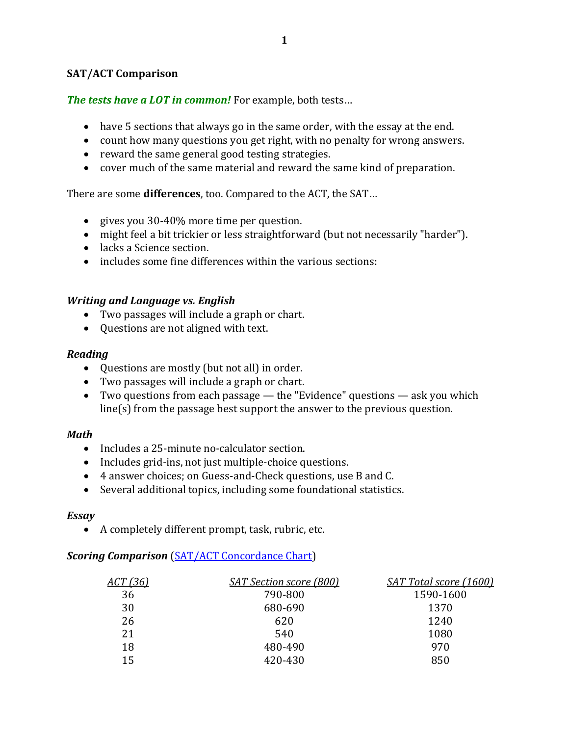**SAT/ACT Comparison**

***The tests have a LOT in common!*** For example, both tests…

- have 5 sections that always go in the same order, with the essay at the end.
- count how many questions you get right, with no penalty for wrong answers.
- reward the same general good testing strategies.
- cover much of the same material and reward the same kind of preparation.

There are some **differences**, too. Compared to the ACT, the SAT…

- gives you 30-40% more time per question.
- might feel a bit trickier or less straightforward (but not necessarily "harder").
- lacks a Science section.
- includes some fine differences within the various sections:

***Writing and Language vs. English***

- Two passages will include a graph or chart.
- Questions are not aligned with text.

***Reading***

- Questions are mostly (but not all) in order.
- Two passages will include a graph or chart.
- Two questions from each passage — the "Evidence" questions — ask you which line(s) from the passage best support the answer to the previous question.

***Math***

- Includes a 25-minute no-calculator section.
- Includes grid-ins, not just multiple-choice questions.
- 4 answer choices; on Guess-and-Check questions, use B and C.
- Several additional topics, including some foundational statistics.

***Essay***

- A completely different prompt, task, rubric, etc.

***Scoring Comparison*** (SAT/ACT Concordance Chart)

| *ACT (36)* | *SAT Section score (800)* | *SAT Total score (1600)* |
|---|---|---|
| 36 | 790-800 | 1590-1600 |
| 30 | 680-690 | 1370 |
| 26 | 620 | 1240 |
| 21 | 540 | 1080 |
| 18 | 480-490 | 970 |
| 15 | 420-430 | 850 |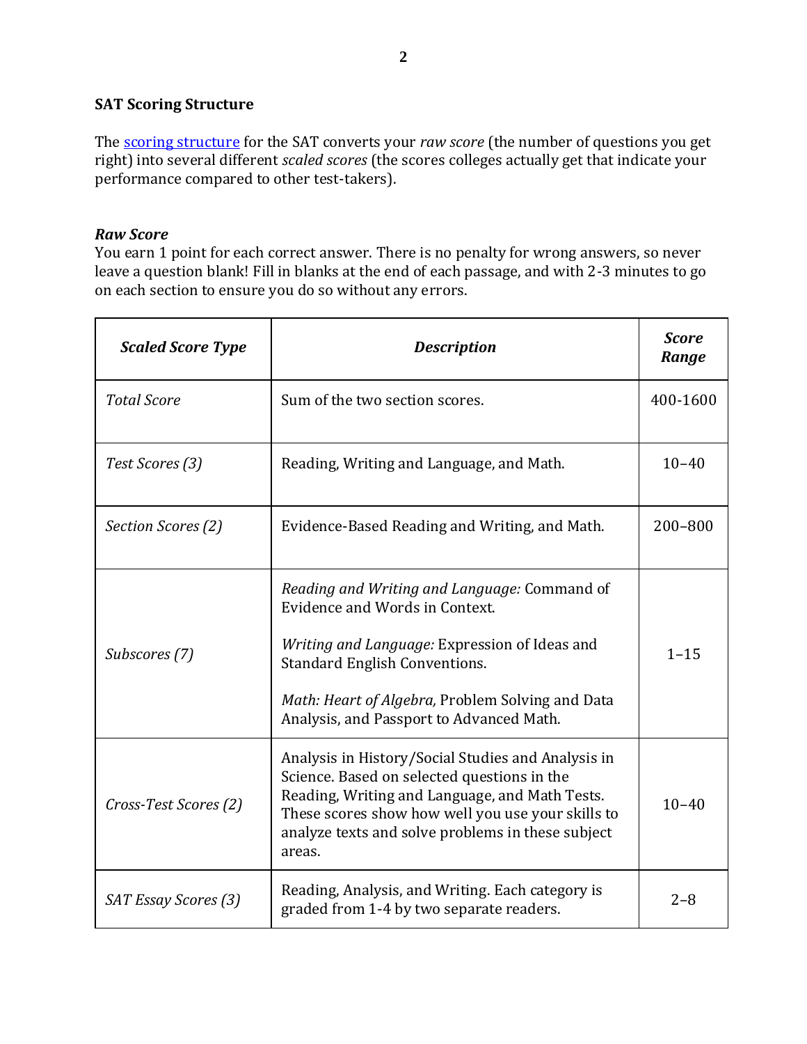## SAT Scoring Structure

The [scoring structure] for the SAT converts your *raw score* (the number of questions you get right) into several different *scaled scores* (the scores colleges actually get that indicate your performance compared to other test-takers).

### *Raw Score*

You earn 1 point for each correct answer. There is no penalty for wrong answers, so never leave a question blank! Fill in blanks at the end of each passage, and with 2-3 minutes to go on each section to ensure you do so without any errors.

| ***Scaled Score Type*** | ***Description*** | ***Score Range*** |
|---|---|---|
| *Total Score* | Sum of the two section scores. | 400-1600 |
| *Test Scores (3)* | Reading, Writing and Language, and Math. | 10–40 |
| *Section Scores (2)* | Evidence-Based Reading and Writing, and Math. | 200–800 |
| *Subscores (7)* | *Reading and Writing and Language:* Command of Evidence and Words in Context. <br><br> *Writing and Language:* Expression of Ideas and Standard English Conventions. <br><br> *Math: Heart of Algebra,* Problem Solving and Data Analysis, and Passport to Advanced Math. | 1–15 |
| *Cross-Test Scores (2)* | Analysis in History/Social Studies and Analysis in Science. Based on selected questions in the Reading, Writing and Language, and Math Tests. These scores show how well you use your skills to analyze texts and solve problems in these subject areas. | 10–40 |
| *SAT Essay Scores (3)* | Reading, Analysis, and Writing. Each category is graded from 1-4 by two separate readers. | 2–8 |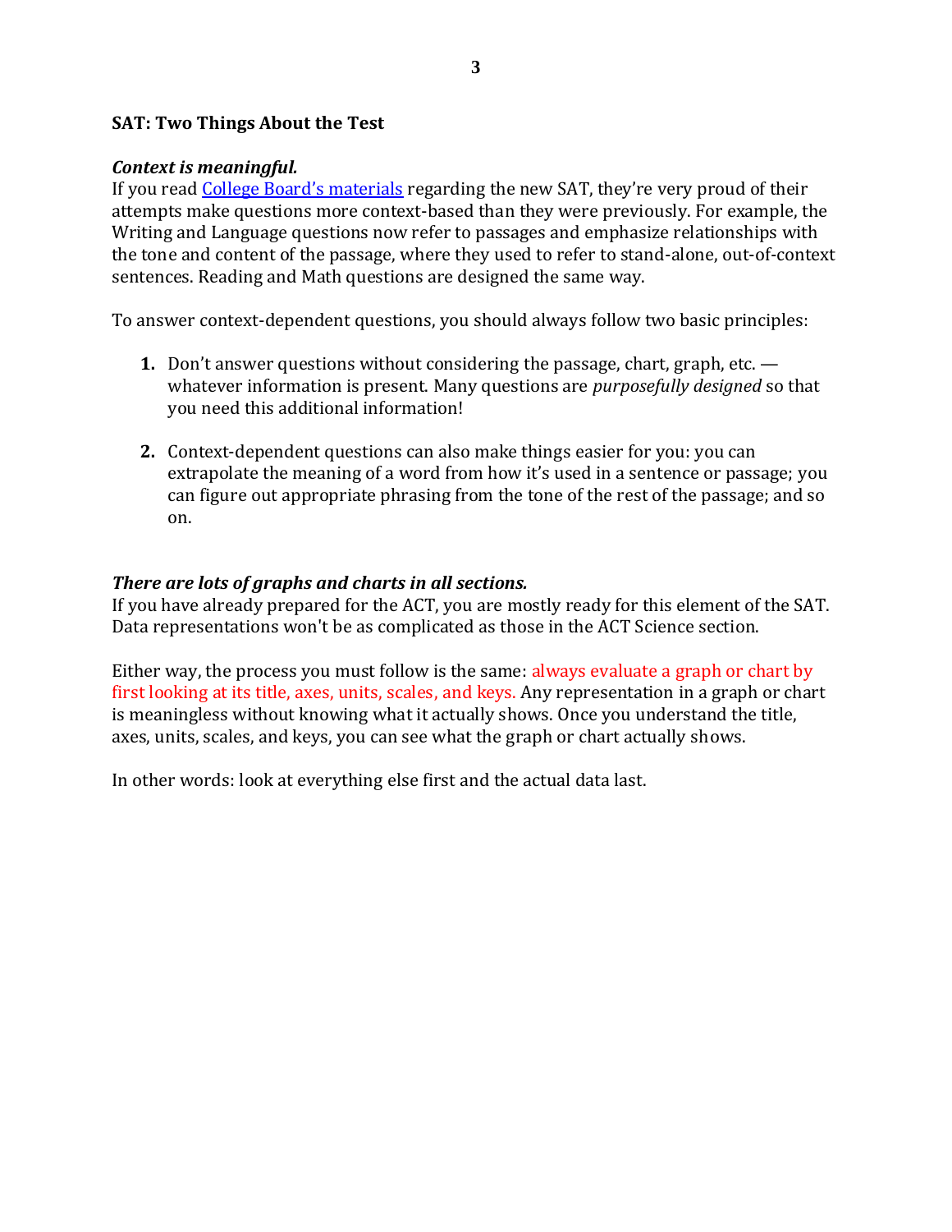**SAT: Two Things About the Test**

***Context is meaningful.***

If you read [College Board's materials]() regarding the new SAT, they're very proud of their attempts make questions more context-based than they were previously. For example, the Writing and Language questions now refer to passages and emphasize relationships with the tone and content of the passage, where they used to refer to stand-alone, out-of-context sentences. Reading and Math questions are designed the same way.

To answer context-dependent questions, you should always follow two basic principles:

1. Don't answer questions without considering the passage, chart, graph, etc. — whatever information is present. Many questions are *purposefully designed* so that you need this additional information!

2. Context-dependent questions can also make things easier for you: you can extrapolate the meaning of a word from how it's used in a sentence or passage; you can figure out appropriate phrasing from the tone of the rest of the passage; and so on.

***There are lots of graphs and charts in all sections.***

If you have already prepared for the ACT, you are mostly ready for this element of the SAT. Data representations won't be as complicated as those in the ACT Science section.

Either way, the process you must follow is the same: always evaluate a graph or chart by first looking at its title, axes, units, scales, and keys. Any representation in a graph or chart is meaningless without knowing what it actually shows. Once you understand the title, axes, units, scales, and keys, you can see what the graph or chart actually shows.

In other words: look at everything else first and the actual data last.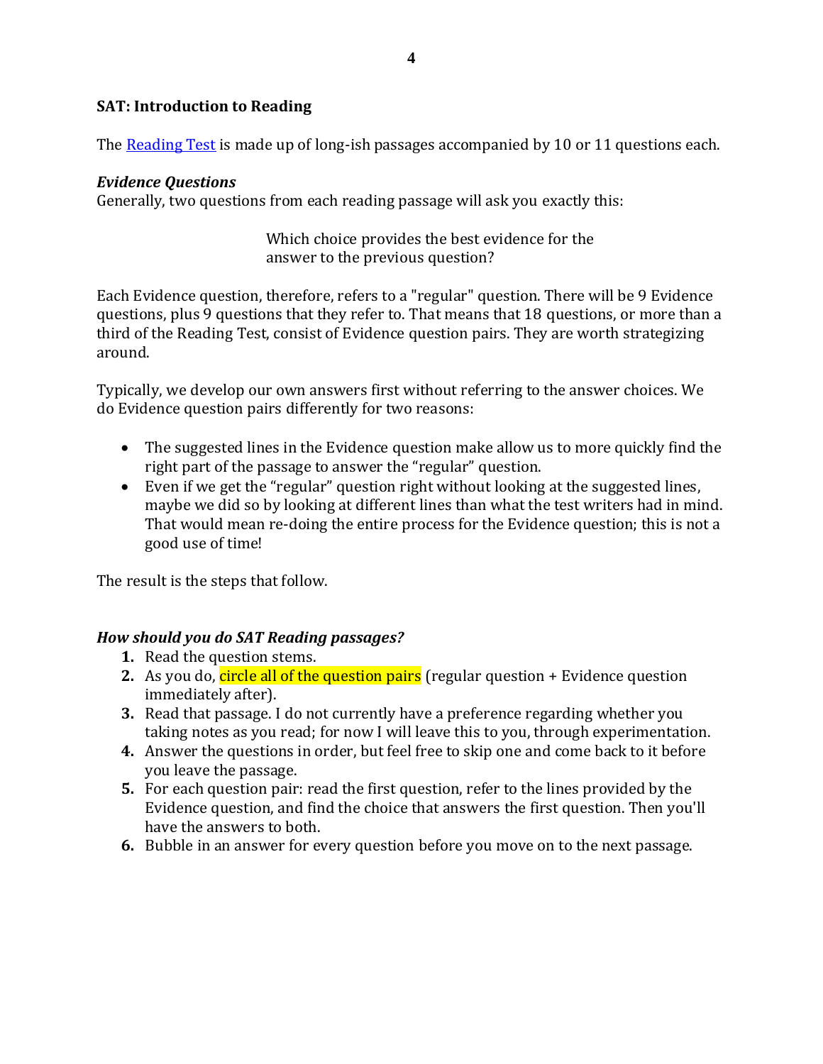## SAT: Introduction to Reading

The [Reading Test](Reading Test) is made up of long-ish passages accompanied by 10 or 11 questions each.

### *Evidence Questions*

Generally, two questions from each reading passage will ask you exactly this:

> Which choice provides the best evidence for the answer to the previous question?

Each Evidence question, therefore, refers to a "regular" question. There will be 9 Evidence questions, plus 9 questions that they refer to. That means that 18 questions, or more than a third of the Reading Test, consist of Evidence question pairs. They are worth strategizing around.

Typically, we develop our own answers first without referring to the answer choices. We do Evidence question pairs differently for two reasons:

- The suggested lines in the Evidence question make allow us to more quickly find the right part of the passage to answer the "regular" question.
- Even if we get the "regular" question right without looking at the suggested lines, maybe we did so by looking at different lines than what the test writers had in mind. That would mean re-doing the entire process for the Evidence question; this is not a good use of time!

The result is the steps that follow.

### *How should you do SAT Reading passages?*

1. Read the question stems.
2. As you do, circle all of the question pairs (regular question + Evidence question immediately after).
3. Read that passage. I do not currently have a preference regarding whether you taking notes as you read; for now I will leave this to you, through experimentation.
4. Answer the questions in order, but feel free to skip one and come back to it before you leave the passage.
5. For each question pair: read the first question, refer to the lines provided by the Evidence question, and find the choice that answers the first question. Then you'll have the answers to both.
6. Bubble in an answer for every question before you move on to the next passage.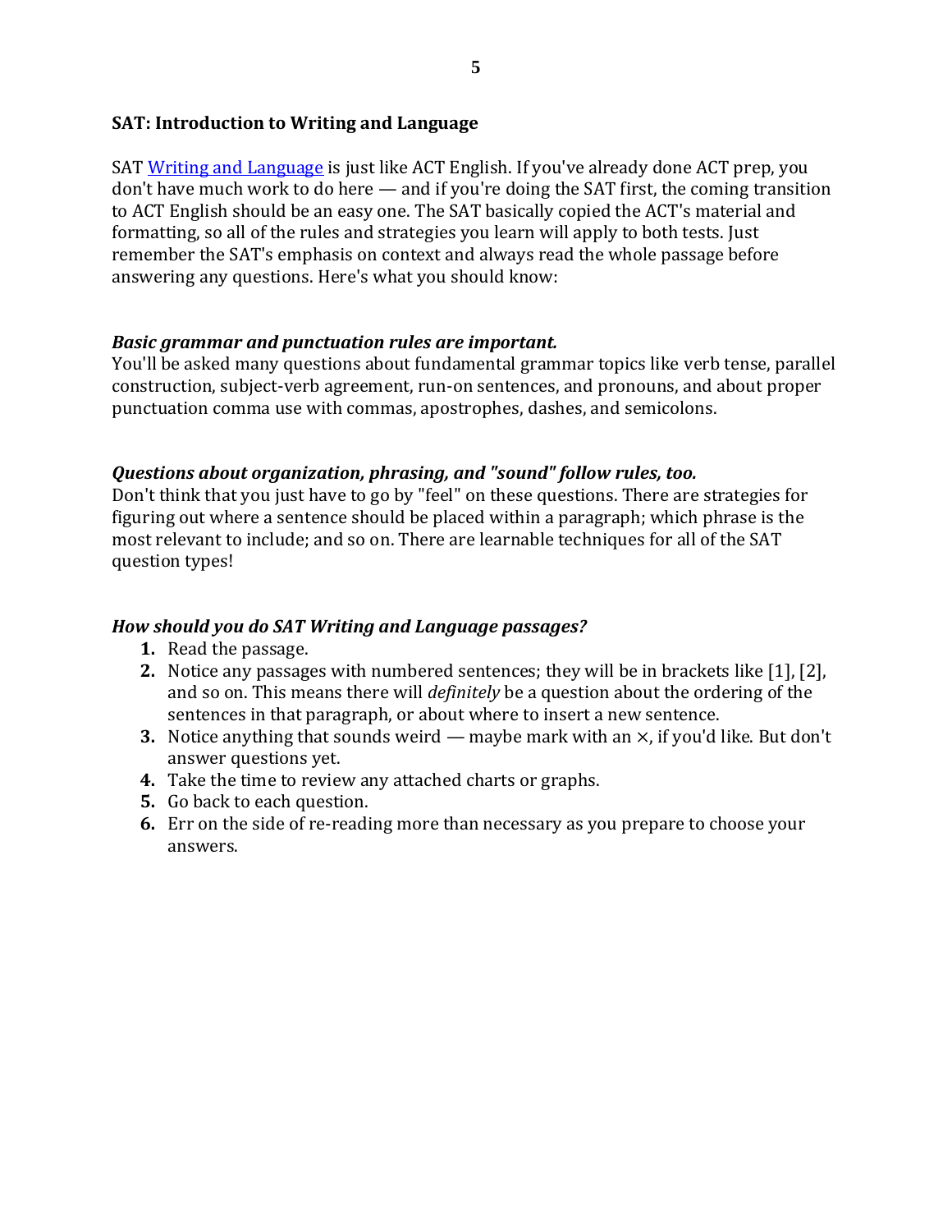## SAT: Introduction to Writing and Language

SAT [Writing and Language](#) is just like ACT English. If you've already done ACT prep, you don't have much work to do here — and if you're doing the SAT first, the coming transition to ACT English should be an easy one. The SAT basically copied the ACT's material and formatting, so all of the rules and strategies you learn will apply to both tests. Just remember the SAT's emphasis on context and always read the whole passage before answering any questions. Here's what you should know:

### *Basic grammar and punctuation rules are important.*

You'll be asked many questions about fundamental grammar topics like verb tense, parallel construction, subject-verb agreement, run-on sentences, and pronouns, and about proper punctuation comma use with commas, apostrophes, dashes, and semicolons.

### *Questions about organization, phrasing, and "sound" follow rules, too.*

Don't think that you just have to go by "feel" on these questions. There are strategies for figuring out where a sentence should be placed within a paragraph; which phrase is the most relevant to include; and so on. There are learnable techniques for all of the SAT question types!

### *How should you do SAT Writing and Language passages?*

1. Read the passage.
2. Notice any passages with numbered sentences; they will be in brackets like [1], [2], and so on. This means there will *definitely* be a question about the ordering of the sentences in that paragraph, or about where to insert a new sentence.
3. Notice anything that sounds weird — maybe mark with an ×, if you'd like. But don't answer questions yet.
4. Take the time to review any attached charts or graphs.
5. Go back to each question.
6. Err on the side of re-reading more than necessary as you prepare to choose your answers.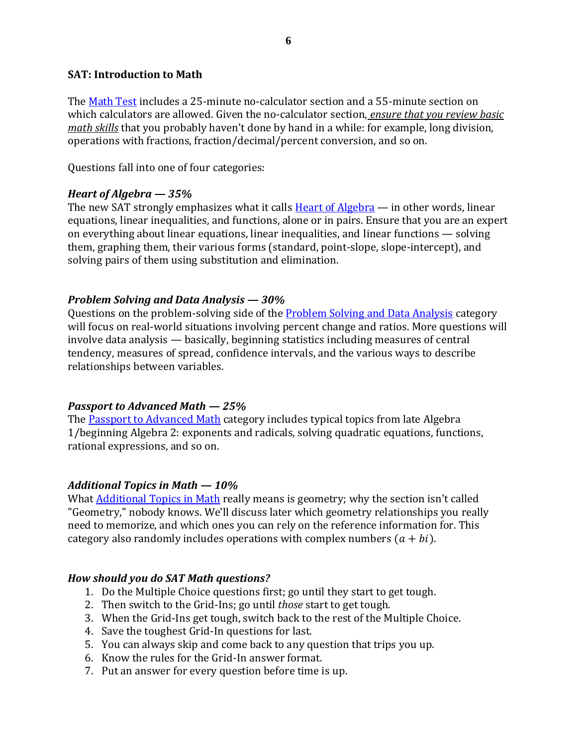## SAT: Introduction to Math

The Math Test includes a 25-minute no-calculator section and a 55-minute section on which calculators are allowed. Given the no-calculator section, ***ensure that you review basic math skills*** that you probably haven't done by hand in a while: for example, long division, operations with fractions, fraction/decimal/percent conversion, and so on.

Questions fall into one of four categories:

### *Heart of Algebra — 35%*

The new SAT strongly emphasizes what it calls Heart of Algebra — in other words, linear equations, linear inequalities, and functions, alone or in pairs. Ensure that you are an expert on everything about linear equations, linear inequalities, and linear functions — solving them, graphing them, their various forms (standard, point-slope, slope-intercept), and solving pairs of them using substitution and elimination.

### *Problem Solving and Data Analysis — 30%*

Questions on the problem-solving side of the Problem Solving and Data Analysis category will focus on real-world situations involving percent change and ratios. More questions will involve data analysis — basically, beginning statistics including measures of central tendency, measures of spread, confidence intervals, and the various ways to describe relationships between variables.

### *Passport to Advanced Math — 25%*

The Passport to Advanced Math category includes typical topics from late Algebra 1/beginning Algebra 2: exponents and radicals, solving quadratic equations, functions, rational expressions, and so on.

### *Additional Topics in Math — 10%*

What Additional Topics in Math really means is geometry; why the section isn't called "Geometry," nobody knows. We'll discuss later which geometry relationships you really need to memorize, and which ones you can rely on the reference information for. This category also randomly includes operations with complex numbers ($a + bi$).

### *How should you do SAT Math questions?*

1. Do the Multiple Choice questions first; go until they start to get tough.
2. Then switch to the Grid-Ins; go until *those* start to get tough.
3. When the Grid-Ins get tough, switch back to the rest of the Multiple Choice.
4. Save the toughest Grid-In questions for last.
5. You can always skip and come back to any question that trips you up.
6. Know the rules for the Grid-In answer format.
7. Put an answer for every question before time is up.